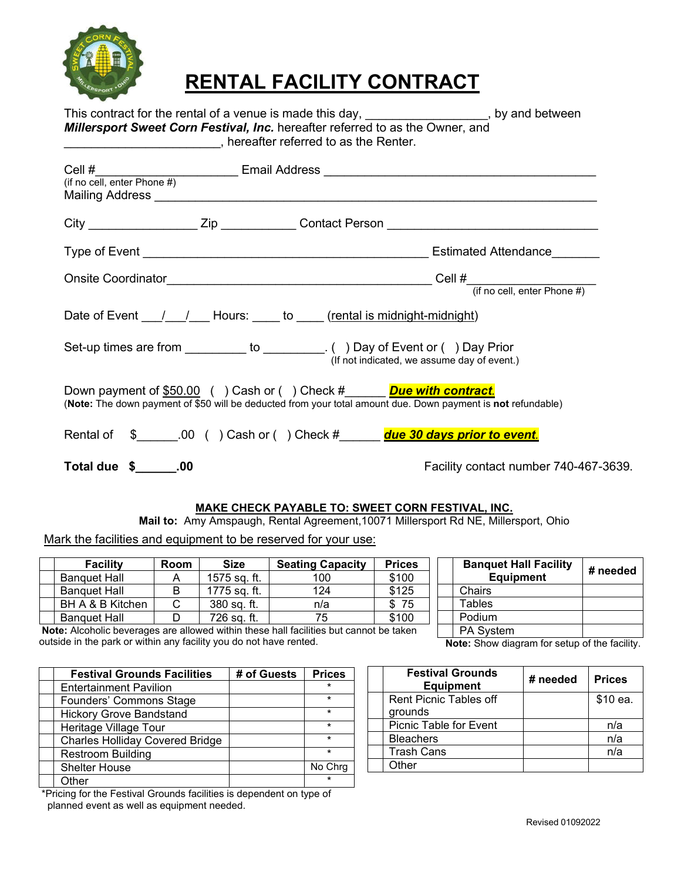# RENTAL FACILITY CONTRACT

This contract for the rental of a venue is made this day, _________________, by and between ***Millersport Sweet Corn Festival, Inc.*** hereafter referred to as the Owner, and _______________________, hereafter referred to as the Renter.

Cell #_____________________ Email Address _________________________________________
(if no cell, enter Phone #)
Mailing Address ______________________________________________________________________

City ________________ Zip ___________ Contact Person _______________________________

Type of Event ____________________________________________ Estimated Attendance_______

Onsite Coordinator_________________________________________ Cell #__________________
(if no cell, enter Phone #)

Date of Event ___/___/___ Hours: ____ to ____ (rental is midnight-midnight)

Set-up times are from _________ to _________. ( ) Day of Event or ( ) Day Prior
(If not indicated, we assume day of event.)

Down payment of $50.00 ( ) Cash or ( ) Check #______ ***Due with contract.***
(**Note:** The down payment of $50 will be deducted from your total amount due. Down payment is **not** refundable)

Rental of $______.00 ( ) Cash or ( ) Check #______ ***due 30 days prior to event.***

**Total due $______.00**

Facility contact number 740-467-3639.

**MAKE CHECK PAYABLE TO: SWEET CORN FESTIVAL, INC.**

**Mail to:** Amy Amspaugh, Rental Agreement,10071 Millersport Rd NE, Millersport, Ohio

Mark the facilities and equipment to be reserved for your use:

| | Facility | Room | Size | Seating Capacity | Prices |
|---|---|---|---|---|---|
| | Banquet Hall | A | 1575 sq. ft. | 100 | $100 |
| | Banquet Hall | B | 1775 sq. ft. | 124 | $125 |
| | BH A & B Kitchen | C | 380 sq. ft. | n/a | $ 75 |
| | Banquet Hall | D | 726 sq. ft. | 75 | $100 |

**Note:** Alcoholic beverages are allowed within these hall facilities but cannot be taken outside in the park or within any facility you do not have rented.

| | Banquet Hall Facility Equipment | # needed |
|---|---|---|
| | Chairs | |
| | Tables | |
| | Podium | |
| | PA System | |

**Note:** Show diagram for setup of the facility.

| | Festival Grounds Facilities | # of Guests | Prices |
|---|---|---|---|
| | Entertainment Pavilion | | * |
| | Founders' Commons Stage | | * |
| | Hickory Grove Bandstand | | * |
| | Heritage Village Tour | | * |
| | Charles Holliday Covered Bridge | | * |
| | Restroom Building | | * |
| | Shelter House | | No Chrg |
| | Other | | * |

*Pricing for the Festival Grounds facilities is dependent on type of planned event as well as equipment needed.

| | Festival Grounds Equipment | # needed | Prices |
|---|---|---|---|
| | Rent Picnic Tables off grounds | | $10 ea. |
| | Picnic Table for Event | | n/a |
| | Bleachers | | n/a |
| | Trash Cans | | n/a |
| | Other | | |

Revised 01092022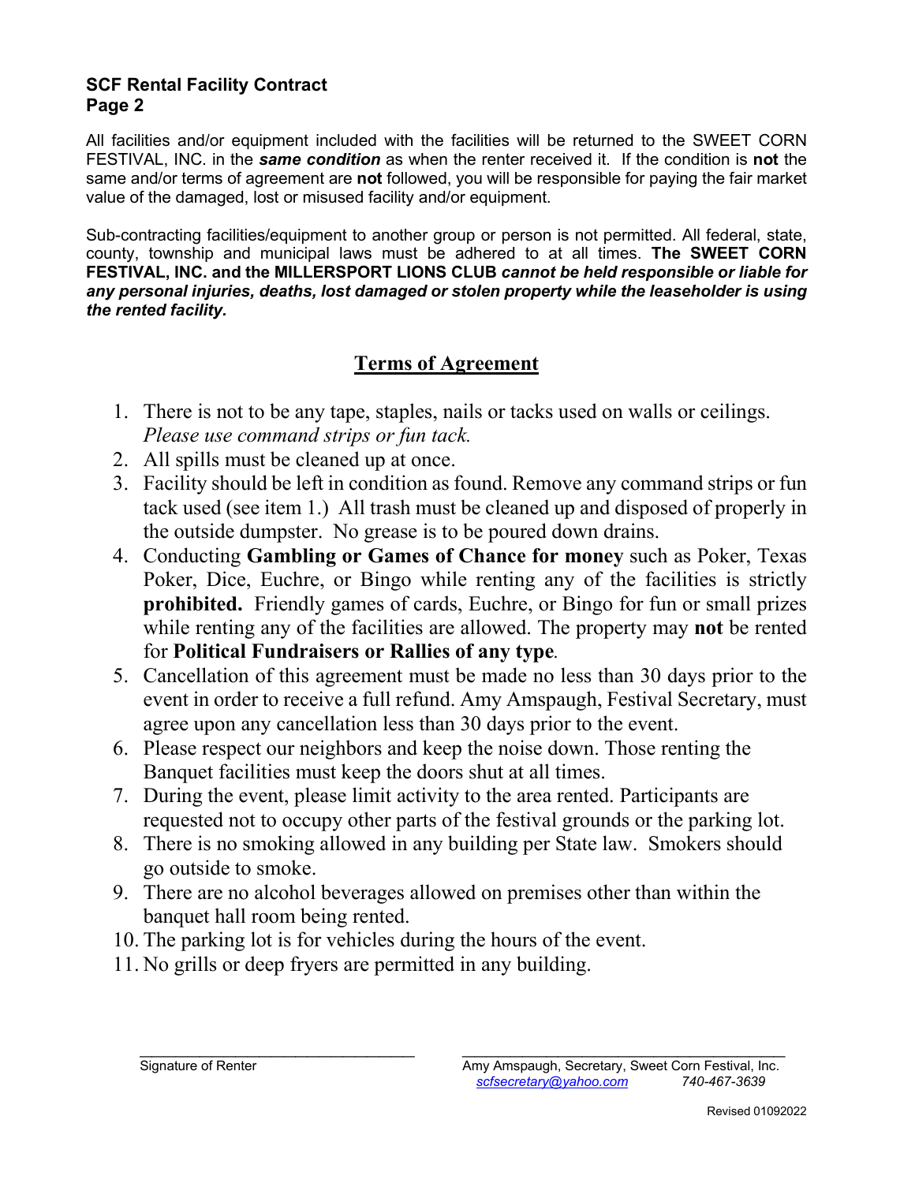**SCF Rental Facility Contract**
**Page 2**

All facilities and/or equipment included with the facilities will be returned to the SWEET CORN FESTIVAL, INC. in the ***same condition*** as when the renter received it. If the condition is **not** the same and/or terms of agreement are **not** followed, you will be responsible for paying the fair market value of the damaged, lost or misused facility and/or equipment.

Sub-contracting facilities/equipment to another group or person is not permitted. All federal, state, county, township and municipal laws must be adhered to at all times. **The SWEET CORN FESTIVAL, INC. and the MILLERSPORT LIONS CLUB** ***cannot be held responsible or liable for any personal injuries, deaths, lost damaged or stolen property while the leaseholder is using the rented facility.***

## Terms of Agreement

1. There is not to be any tape, staples, nails or tacks used on walls or ceilings. *Please use command strips or fun tack.*
2. All spills must be cleaned up at once.
3. Facility should be left in condition as found. Remove any command strips or fun tack used (see item 1.) All trash must be cleaned up and disposed of properly in the outside dumpster. No grease is to be poured down drains.
4. Conducting **Gambling or Games of Chance for money** such as Poker, Texas Poker, Dice, Euchre, or Bingo while renting any of the facilities is strictly **prohibited.** Friendly games of cards, Euchre, or Bingo for fun or small prizes while renting any of the facilities are allowed. The property may **not** be rented for **Political Fundraisers or Rallies of any type**.
5. Cancellation of this agreement must be made no less than 30 days prior to the event in order to receive a full refund. Amy Amspaugh, Festival Secretary, must agree upon any cancellation less than 30 days prior to the event.
6. Please respect our neighbors and keep the noise down. Those renting the Banquet facilities must keep the doors shut at all times.
7. During the event, please limit activity to the area rented. Participants are requested not to occupy other parts of the festival grounds or the parking lot.
8. There is no smoking allowed in any building per State law. Smokers should go outside to smoke.
9. There are no alcohol beverages allowed on premises other than within the banquet hall room being rented.
10. The parking lot is for vehicles during the hours of the event.
11. No grills or deep fryers are permitted in any building.

\_\_\_\_\_\_\_\_\_\_\_\_\_\_\_\_\_\_\_\_\_\_\_\_\_\_\_\_\_\_\_\_\_
Signature of Renter

\_\_\_\_\_\_\_\_\_\_\_\_\_\_\_\_\_\_\_\_\_\_\_\_\_\_\_\_\_\_\_\_\_\_\_\_\_\_\_
Amy Amspaugh, Secretary, Sweet Corn Festival, Inc.
*scfsecretary@yahoo.com* *740-467-3639*

Revised 01092022